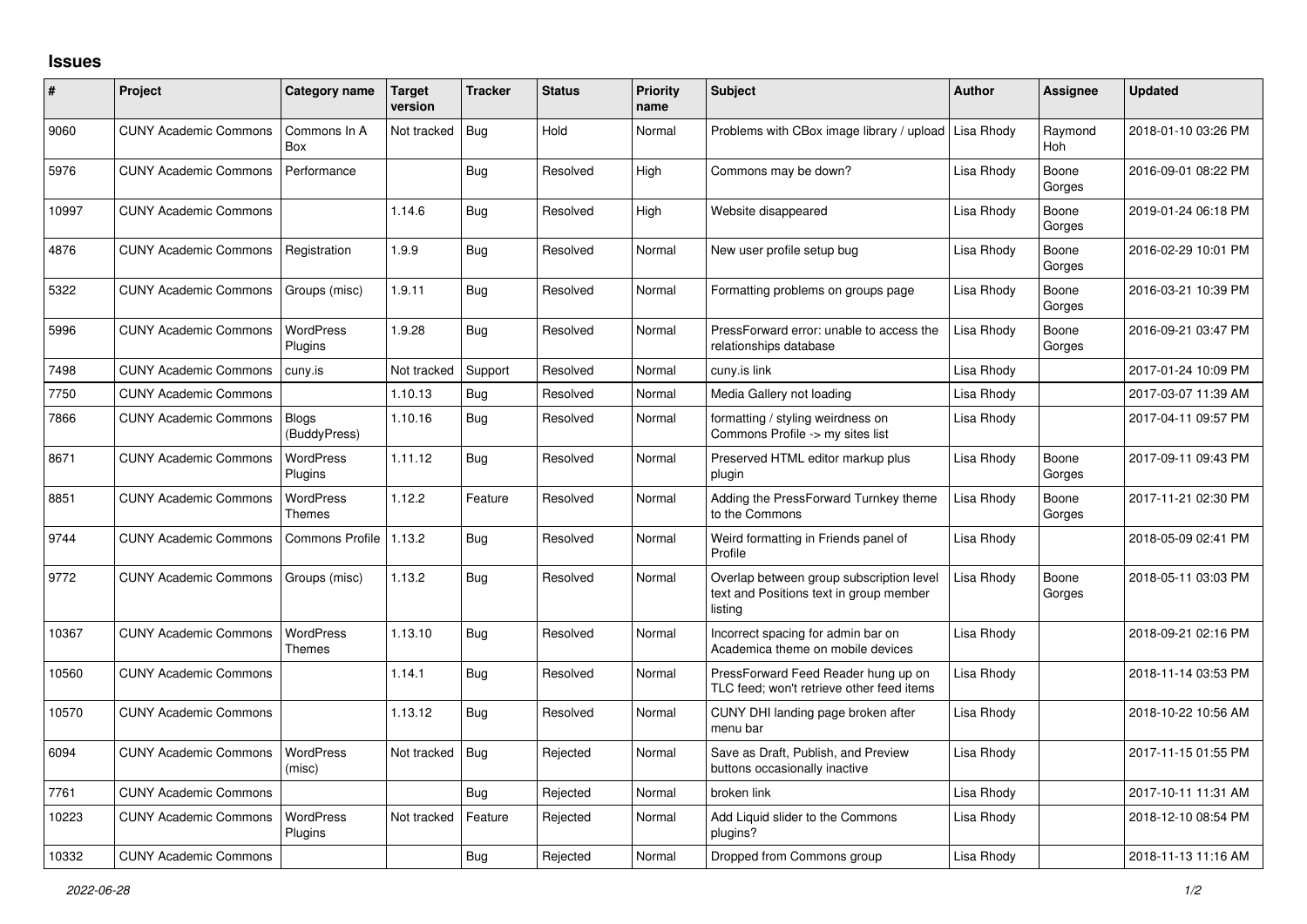# Issues

| # | Project | Category name | Target version | Tracker | Status | Priority name | Subject | Author | Assignee | Updated |
|---|---|---|---|---|---|---|---|---|---|---|
| 9060 | CUNY Academic Commons | Commons In A Box | Not tracked | Bug | Hold | Normal | Problems with CBox image library / upload | Lisa Rhody | Raymond Hoh | 2018-01-10 03:26 PM |
| 5976 | CUNY Academic Commons | Performance | | Bug | Resolved | High | Commons may be down? | Lisa Rhody | Boone Gorges | 2016-09-01 08:22 PM |
| 10997 | CUNY Academic Commons | | 1.14.6 | Bug | Resolved | High | Website disappeared | Lisa Rhody | Boone Gorges | 2019-01-24 06:18 PM |
| 4876 | CUNY Academic Commons | Registration | 1.9.9 | Bug | Resolved | Normal | New user profile setup bug | Lisa Rhody | Boone Gorges | 2016-02-29 10:01 PM |
| 5322 | CUNY Academic Commons | Groups (misc) | 1.9.11 | Bug | Resolved | Normal | Formatting problems on groups page | Lisa Rhody | Boone Gorges | 2016-03-21 10:39 PM |
| 5996 | CUNY Academic Commons | WordPress Plugins | 1.9.28 | Bug | Resolved | Normal | PressForward error: unable to access the relationships database | Lisa Rhody | Boone Gorges | 2016-09-21 03:47 PM |
| 7498 | CUNY Academic Commons | cuny.is | Not tracked | Support | Resolved | Normal | cuny.is link | Lisa Rhody | | 2017-01-24 10:09 PM |
| 7750 | CUNY Academic Commons | | 1.10.13 | Bug | Resolved | Normal | Media Gallery not loading | Lisa Rhody | | 2017-03-07 11:39 AM |
| 7866 | CUNY Academic Commons | Blogs (BuddyPress) | 1.10.16 | Bug | Resolved | Normal | formatting / styling weirdness on Commons Profile -> my sites list | Lisa Rhody | | 2017-04-11 09:57 PM |
| 8671 | CUNY Academic Commons | WordPress Plugins | 1.11.12 | Bug | Resolved | Normal | Preserved HTML editor markup plus plugin | Lisa Rhody | Boone Gorges | 2017-09-11 09:43 PM |
| 8851 | CUNY Academic Commons | WordPress Themes | 1.12.2 | Feature | Resolved | Normal | Adding the PressForward Turnkey theme to the Commons | Lisa Rhody | Boone Gorges | 2017-11-21 02:30 PM |
| 9744 | CUNY Academic Commons | Commons Profile | 1.13.2 | Bug | Resolved | Normal | Weird formatting in Friends panel of Profile | Lisa Rhody | | 2018-05-09 02:41 PM |
| 9772 | CUNY Academic Commons | Groups (misc) | 1.13.2 | Bug | Resolved | Normal | Overlap between group subscription level text and Positions text in group member listing | Lisa Rhody | Boone Gorges | 2018-05-11 03:03 PM |
| 10367 | CUNY Academic Commons | WordPress Themes | 1.13.10 | Bug | Resolved | Normal | Incorrect spacing for admin bar on Academica theme on mobile devices | Lisa Rhody | | 2018-09-21 02:16 PM |
| 10560 | CUNY Academic Commons | | 1.14.1 | Bug | Resolved | Normal | PressForward Feed Reader hung up on TLC feed; won't retrieve other feed items | Lisa Rhody | | 2018-11-14 03:53 PM |
| 10570 | CUNY Academic Commons | | 1.13.12 | Bug | Resolved | Normal | CUNY DHI landing page broken after menu bar | Lisa Rhody | | 2018-10-22 10:56 AM |
| 6094 | CUNY Academic Commons | WordPress (misc) | Not tracked | Bug | Rejected | Normal | Save as Draft, Publish, and Preview buttons occasionally inactive | Lisa Rhody | | 2017-11-15 01:55 PM |
| 7761 | CUNY Academic Commons | | | Bug | Rejected | Normal | broken link | Lisa Rhody | | 2017-10-11 11:31 AM |
| 10223 | CUNY Academic Commons | WordPress Plugins | Not tracked | Feature | Rejected | Normal | Add Liquid slider to the Commons plugins? | Lisa Rhody | | 2018-12-10 08:54 PM |
| 10332 | CUNY Academic Commons | | | Bug | Rejected | Normal | Dropped from Commons group | Lisa Rhody | | 2018-11-13 11:16 AM |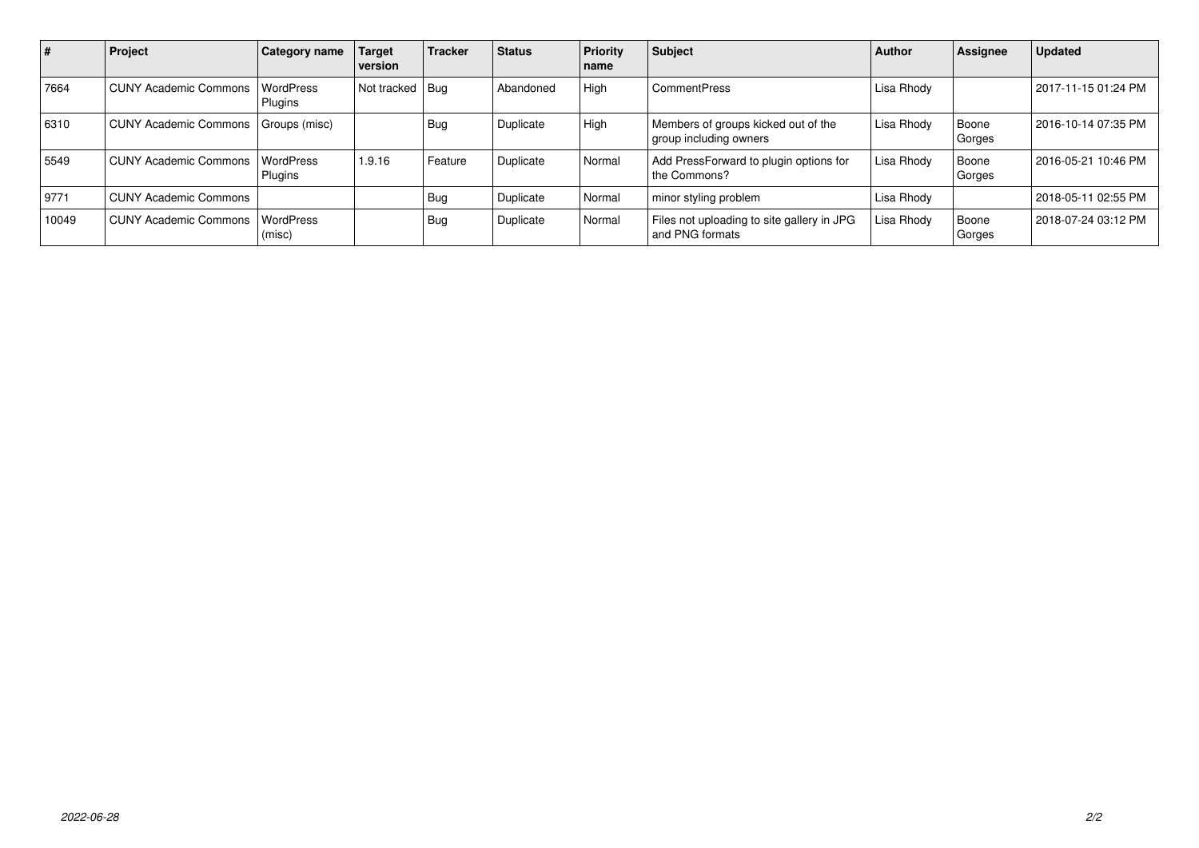| # | Project | Category name | Target version | Tracker | Status | Priority name | Subject | Author | Assignee | Updated |
|---|---|---|---|---|---|---|---|---|---|---|
| 7664 | CUNY Academic Commons | WordPress Plugins | Not tracked | Bug | Abandoned | High | CommentPress | Lisa Rhody | | 2017-11-15 01:24 PM |
| 6310 | CUNY Academic Commons | Groups (misc) | | Bug | Duplicate | High | Members of groups kicked out of the group including owners | Lisa Rhody | Boone Gorges | 2016-10-14 07:35 PM |
| 5549 | CUNY Academic Commons | WordPress Plugins | 1.9.16 | Feature | Duplicate | Normal | Add PressForward to plugin options for the Commons? | Lisa Rhody | Boone Gorges | 2016-05-21 10:46 PM |
| 9771 | CUNY Academic Commons | | | Bug | Duplicate | Normal | minor styling problem | Lisa Rhody | | 2018-05-11 02:55 PM |
| 10049 | CUNY Academic Commons | WordPress (misc) | | Bug | Duplicate | Normal | Files not uploading to site gallery in JPG and PNG formats | Lisa Rhody | Boone Gorges | 2018-07-24 03:12 PM |

*2022-06-28*